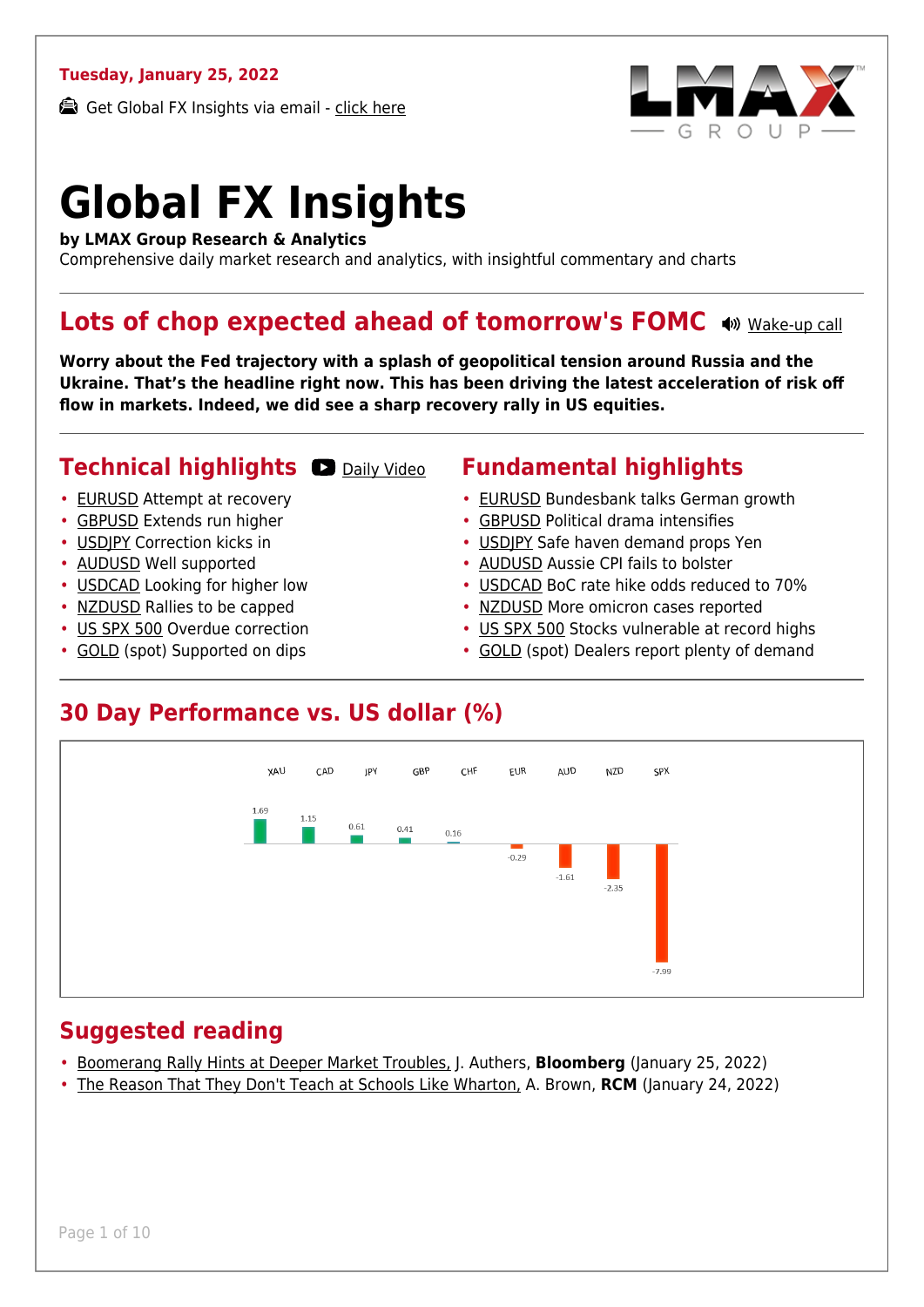**Tuesday, January 25, 2022**

Get Global FX Insights via email - click here

# Global FX Insights

**by LMAX Group Research & Analytics**
Comprehensive daily market research and analytics, with insightful commentary and charts

## Lots of chop expected ahead of tomorrow's FOMC

Wake-up call

**Worry about the Fed trajectory with a splash of geopolitical tension around Russia and the Ukraine. That's the headline right now. This has been driving the latest acceleration of risk off flow in markets. Indeed, we did see a sharp recovery rally in US equities.**

## Technical highlights

Daily Video

- EURUSD Attempt at recovery
- GBPUSD Extends run higher
- USDJPY Correction kicks in
- AUDUSD Well supported
- USDCAD Looking for higher low
- NZDUSD Rallies to be capped
- US SPX 500 Overdue correction
- GOLD (spot) Supported on dips

## Fundamental highlights

- EURUSD Bundesbank talks German growth
- GBPUSD Political drama intensifies
- USDJPY Safe haven demand props Yen
- AUDUSD Aussie CPI fails to bolster
- USDCAD BoC rate hike odds reduced to 70%
- NZDUSD More omicron cases reported
- US SPX 500 Stocks vulnerable at record highs
- GOLD (spot) Dealers report plenty of demand

## 30 Day Performance vs. US dollar (%)

| XAU | CAD | JPY | GBP | CHF | EUR | AUD | NZD | SPX |
|---|---|---|---|---|---|---|---|---|
| 1.69 | 1.15 | 0.61 | 0.41 | 0.16 | -0.29 | -1.61 | -2.35 | -7.99 |

## Suggested reading

- Boomerang Rally Hints at Deeper Market Troubles, J. Authers, **Bloomberg** (January 25, 2022)
- The Reason That They Don't Teach at Schools Like Wharton, A. Brown, **RCM** (January 24, 2022)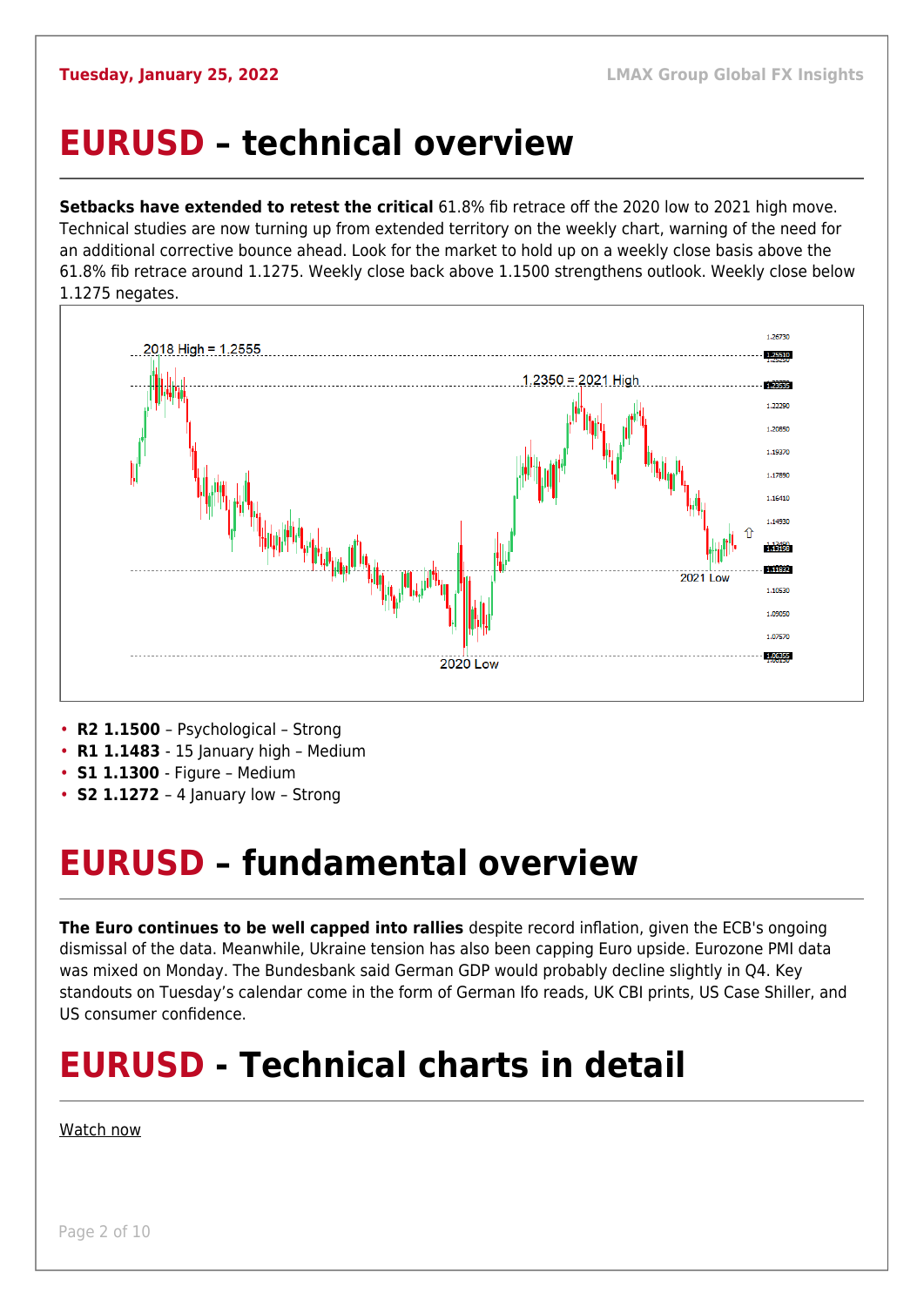# EURUSD – technical overview

**Setbacks have extended to retest the critical** 61.8% fib retrace off the 2020 low to 2021 high move. Technical studies are now turning up from extended territory on the weekly chart, warning of the need for an additional corrective bounce ahead. Look for the market to hold up on a weekly close basis above the 61.8% fib retrace around 1.1275. Weekly close back above 1.1500 strengthens outlook. Weekly close below 1.1275 negates.

- **R2 1.1500** – Psychological – Strong
- **R1 1.1483** - 15 January high – Medium
- **S1 1.1300** - Figure – Medium
- **S2 1.1272** – 4 January low – Strong

# EURUSD – fundamental overview

**The Euro continues to be well capped into rallies** despite record inflation, given the ECB's ongoing dismissal of the data. Meanwhile, Ukraine tension has also been capping Euro upside. Eurozone PMI data was mixed on Monday. The Bundesbank said German GDP would probably decline slightly in Q4. Key standouts on Tuesday's calendar come in the form of German Ifo reads, UK CBI prints, US Case Shiller, and US consumer confidence.

# EURUSD - Technical charts in detail

Watch now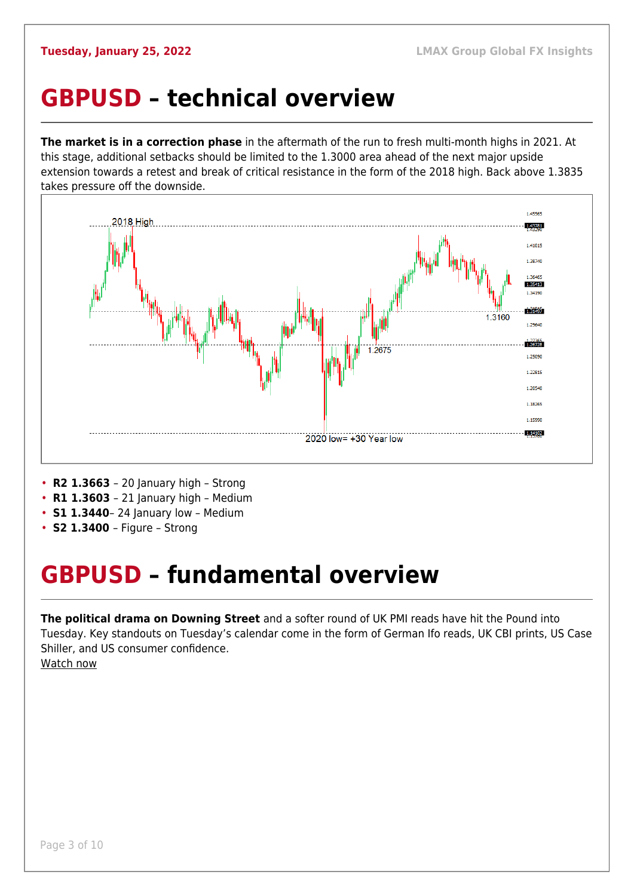# GBPUSD – technical overview

**The market is in a correction phase** in the aftermath of the run to fresh multi-month highs in 2021. At this stage, additional setbacks should be limited to the 1.3000 area ahead of the next major upside extension towards a retest and break of critical resistance in the form of the 2018 high. Back above 1.3835 takes pressure off the downside.

- **R2 1.3663** – 20 January high – Strong
- **R1 1.3603** – 21 January high – Medium
- **S1 1.3440**– 24 January low – Medium
- **S2 1.3400** – Figure – Strong

# GBPUSD – fundamental overview

**The political drama on Downing Street** and a softer round of UK PMI reads have hit the Pound into Tuesday. Key standouts on Tuesday's calendar come in the form of German Ifo reads, UK CBI prints, US Case Shiller, and US consumer confidence.
Watch now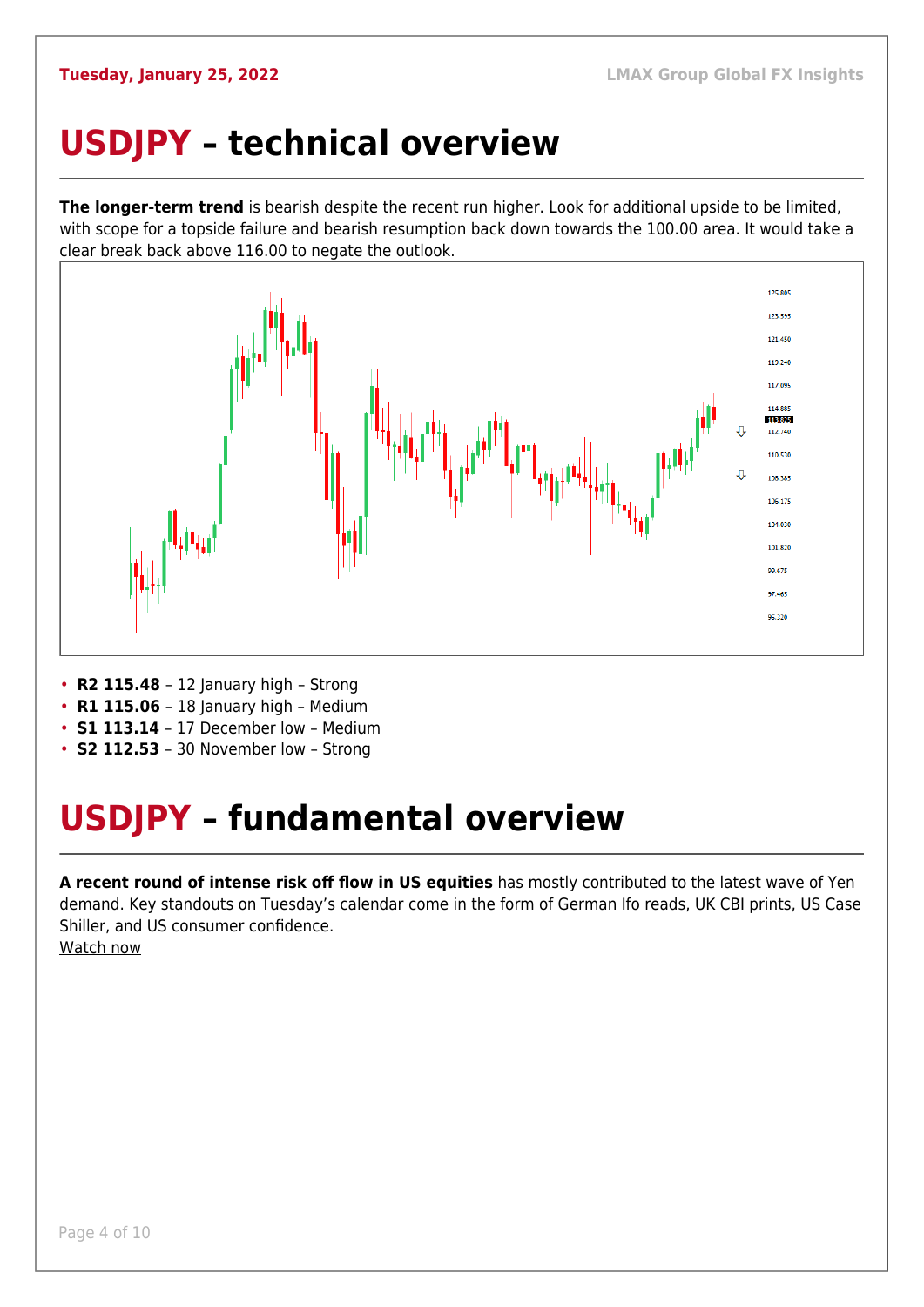# USDJPY – technical overview

**The longer-term trend** is bearish despite the recent run higher. Look for additional upside to be limited, with scope for a topside failure and bearish resumption back down towards the 100.00 area. It would take a clear break back above 116.00 to negate the outlook.

- **R2 115.48** – 12 January high – Strong
- **R1 115.06** – 18 January high – Medium
- **S1 113.14** – 17 December low – Medium
- **S2 112.53** – 30 November low – Strong

# USDJPY – fundamental overview

**A recent round of intense risk off flow in US equities** has mostly contributed to the latest wave of Yen demand. Key standouts on Tuesday's calendar come in the form of German Ifo reads, UK CBI prints, US Case Shiller, and US consumer confidence.
Watch now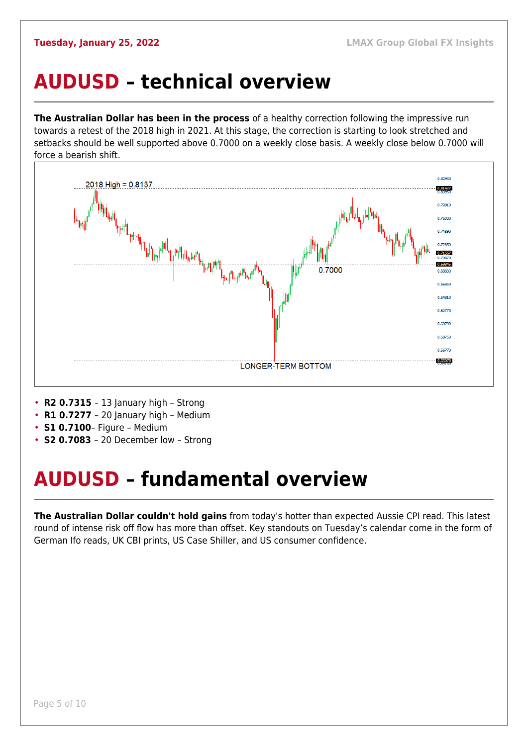# AUDUSD – technical overview

**The Australian Dollar has been in the process** of a healthy correction following the impressive run towards a retest of the 2018 high in 2021. At this stage, the correction is starting to look stretched and setbacks should be well supported above 0.7000 on a weekly close basis. A weekly close below 0.7000 will force a bearish shift.

- **R2 0.7315** – 13 January high – Strong
- **R1 0.7277** – 20 January high – Medium
- **S1 0.7100**– Figure – Medium
- **S2 0.7083** – 20 December low – Strong

# AUDUSD – fundamental overview

**The Australian Dollar couldn't hold gains** from today's hotter than expected Aussie CPI read. This latest round of intense risk off flow has more than offset. Key standouts on Tuesday's calendar come in the form of German Ifo reads, UK CBI prints, US Case Shiller, and US consumer confidence.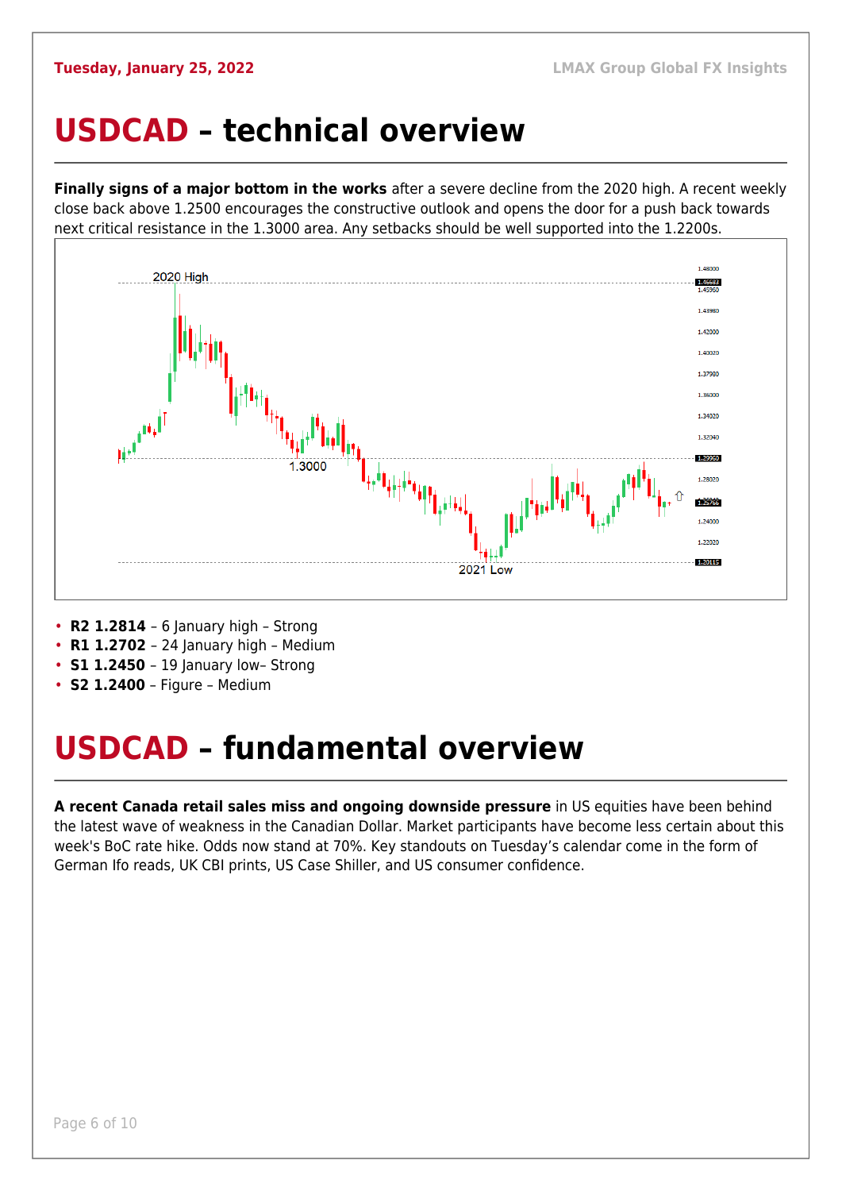# USDCAD – technical overview

**Finally signs of a major bottom in the works** after a severe decline from the 2020 high. A recent weekly close back above 1.2500 encourages the constructive outlook and opens the door for a push back towards next critical resistance in the 1.3000 area. Any setbacks should be well supported into the 1.2200s.

- **R2 1.2814** – 6 January high – Strong
- **R1 1.2702** – 24 January high – Medium
- **S1 1.2450** – 19 January low– Strong
- **S2 1.2400** – Figure – Medium

# USDCAD – fundamental overview

**A recent Canada retail sales miss and ongoing downside pressure** in US equities have been behind the latest wave of weakness in the Canadian Dollar. Market participants have become less certain about this week's BoC rate hike. Odds now stand at 70%. Key standouts on Tuesday's calendar come in the form of German Ifo reads, UK CBI prints, US Case Shiller, and US consumer confidence.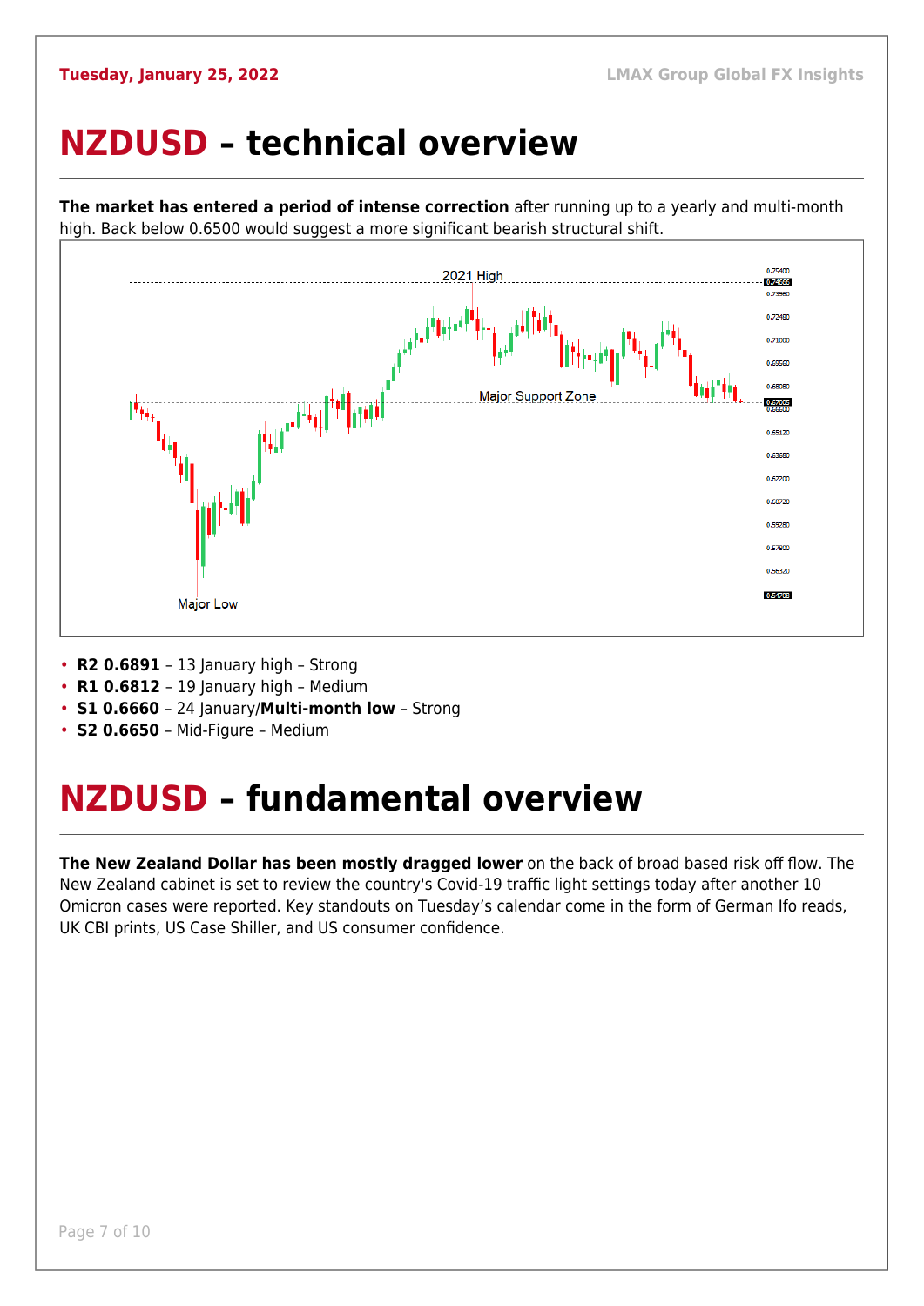# NZDUSD – technical overview

**The market has entered a period of intense correction** after running up to a yearly and multi-month high. Back below 0.6500 would suggest a more significant bearish structural shift.

- **R2 0.6891** – 13 January high – Strong
- **R1 0.6812** – 19 January high – Medium
- **S1 0.6660** – 24 January/**Multi-month low** – Strong
- **S2 0.6650** – Mid-Figure – Medium

# NZDUSD – fundamental overview

**The New Zealand Dollar has been mostly dragged lower** on the back of broad based risk off flow. The New Zealand cabinet is set to review the country's Covid-19 traffic light settings today after another 10 Omicron cases were reported. Key standouts on Tuesday's calendar come in the form of German Ifo reads, UK CBI prints, US Case Shiller, and US consumer confidence.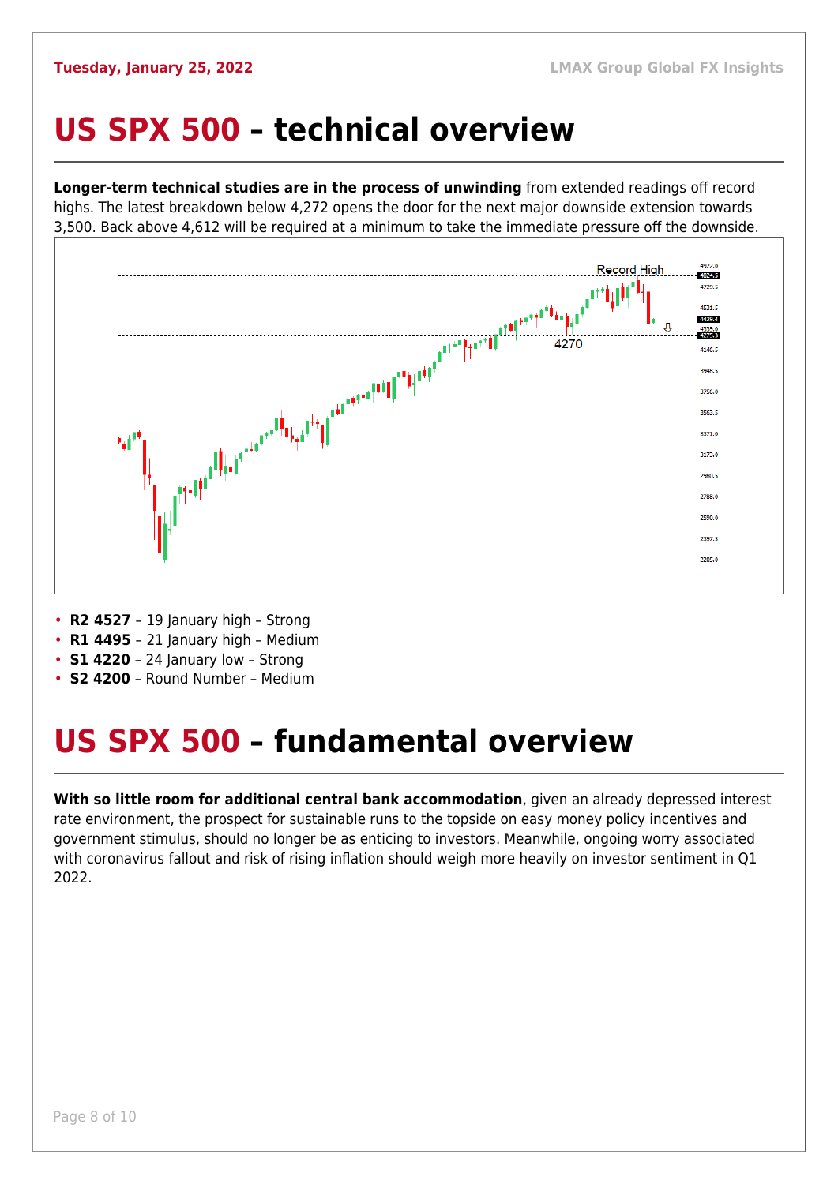# US SPX 500 – technical overview

**Longer-term technical studies are in the process of unwinding** from extended readings off record highs. The latest breakdown below 4,272 opens the door for the next major downside extension towards 3,500. Back above 4,612 will be required at a minimum to take the immediate pressure off the downside.

- **R2 4527** – 19 January high – Strong
- **R1 4495** – 21 January high – Medium
- **S1 4220** – 24 January low – Strong
- **S2 4200** – Round Number – Medium

# US SPX 500 – fundamental overview

**With so little room for additional central bank accommodation**, given an already depressed interest rate environment, the prospect for sustainable runs to the topside on easy money policy incentives and government stimulus, should no longer be as enticing to investors. Meanwhile, ongoing worry associated with coronavirus fallout and risk of rising inflation should weigh more heavily on investor sentiment in Q1 2022.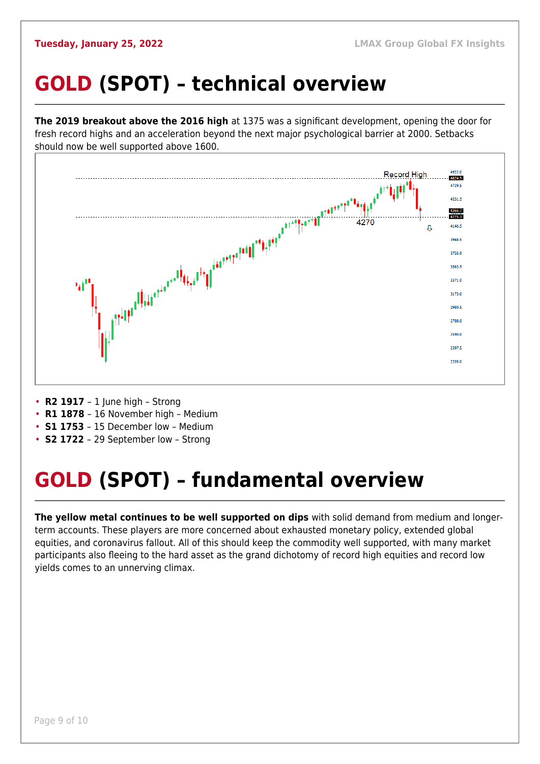# GOLD (SPOT) – technical overview

**The 2019 breakout above the 2016 high** at 1375 was a significant development, opening the door for fresh record highs and an acceleration beyond the next major psychological barrier at 2000. Setbacks should now be well supported above 1600.

- **R2 1917** – 1 June high – Strong
- **R1 1878** – 16 November high – Medium
- **S1 1753** – 15 December low – Medium
- **S2 1722** – 29 September low – Strong

# GOLD (SPOT) – fundamental overview

**The yellow metal continues to be well supported on dips** with solid demand from medium and longer-term accounts. These players are more concerned about exhausted monetary policy, extended global equities, and coronavirus fallout. All of this should keep the commodity well supported, with many market participants also fleeing to the hard asset as the grand dichotomy of record high equities and record low yields comes to an unnerving climax.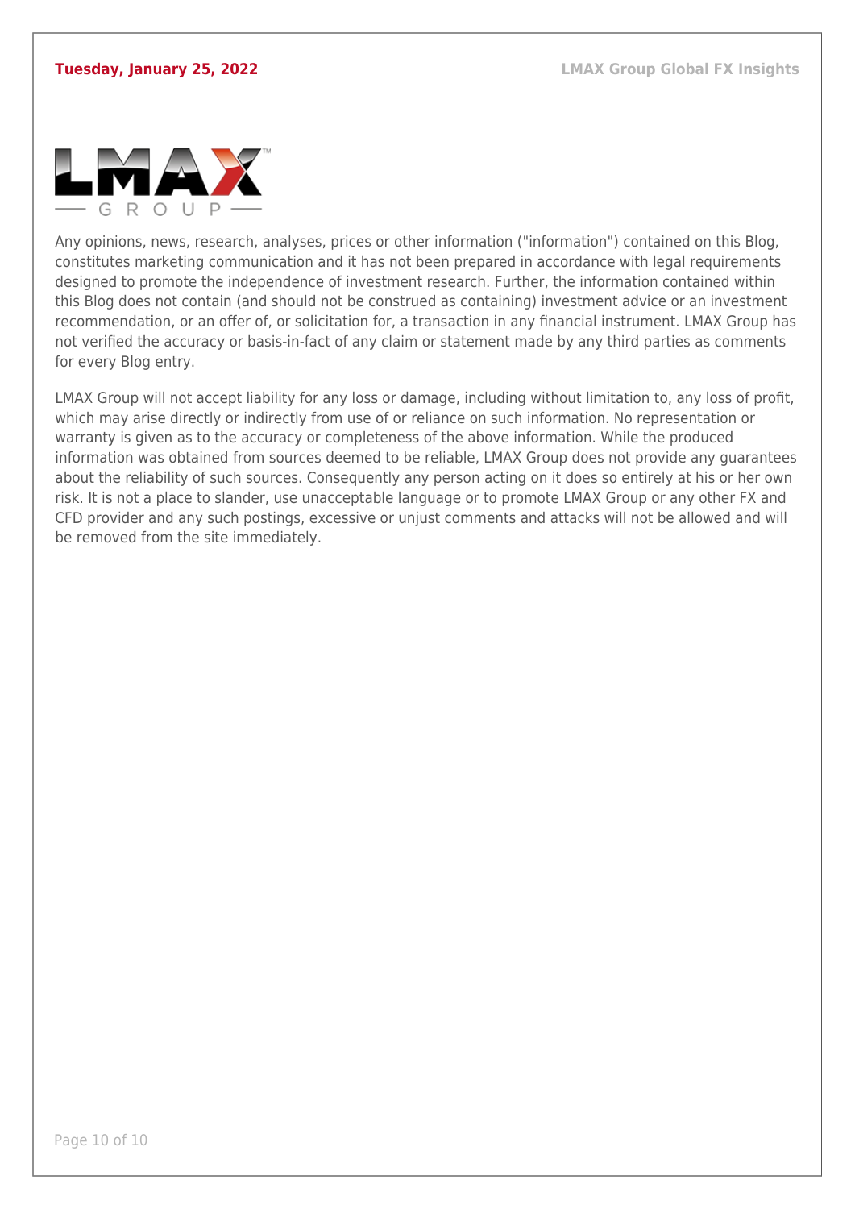Any opinions, news, research, analyses, prices or other information ("information") contained on this Blog, constitutes marketing communication and it has not been prepared in accordance with legal requirements designed to promote the independence of investment research. Further, the information contained within this Blog does not contain (and should not be construed as containing) investment advice or an investment recommendation, or an offer of, or solicitation for, a transaction in any financial instrument. LMAX Group has not verified the accuracy or basis-in-fact of any claim or statement made by any third parties as comments for every Blog entry.

LMAX Group will not accept liability for any loss or damage, including without limitation to, any loss of profit, which may arise directly or indirectly from use of or reliance on such information. No representation or warranty is given as to the accuracy or completeness of the above information. While the produced information was obtained from sources deemed to be reliable, LMAX Group does not provide any guarantees about the reliability of such sources. Consequently any person acting on it does so entirely at his or her own risk. It is not a place to slander, use unacceptable language or to promote LMAX Group or any other FX and CFD provider and any such postings, excessive or unjust comments and attacks will not be allowed and will be removed from the site immediately.